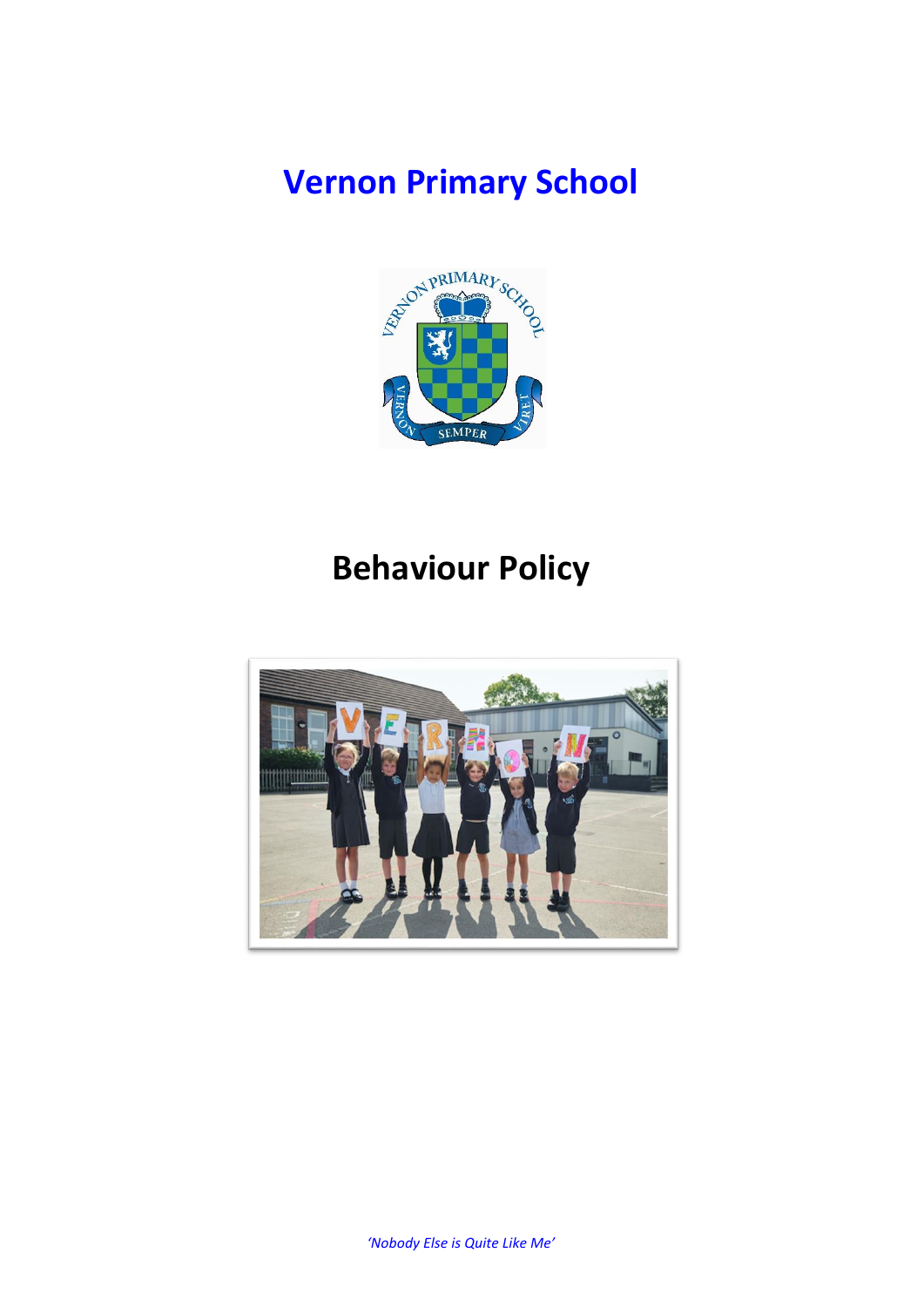# Vernon Primary School

# Behaviour Policy

*'Nobody Else is Quite Like Me'*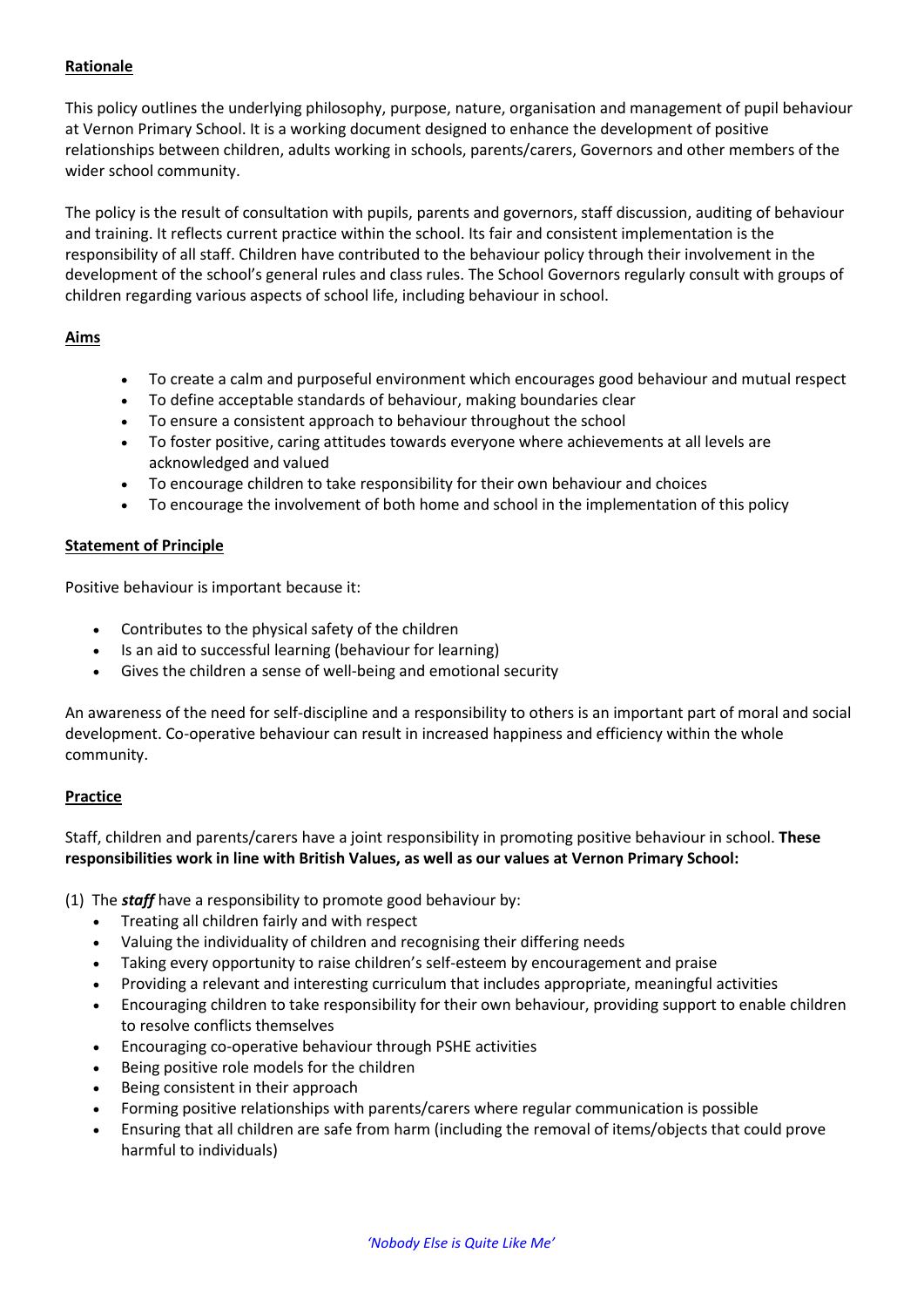**Rationale**

This policy outlines the underlying philosophy, purpose, nature, organisation and management of pupil behaviour at Vernon Primary School. It is a working document designed to enhance the development of positive relationships between children, adults working in schools, parents/carers, Governors and other members of the wider school community.

The policy is the result of consultation with pupils, parents and governors, staff discussion, auditing of behaviour and training. It reflects current practice within the school. Its fair and consistent implementation is the responsibility of all staff. Children have contributed to the behaviour policy through their involvement in the development of the school's general rules and class rules. The School Governors regularly consult with groups of children regarding various aspects of school life, including behaviour in school.

**Aims**

- To create a calm and purposeful environment which encourages good behaviour and mutual respect
- To define acceptable standards of behaviour, making boundaries clear
- To ensure a consistent approach to behaviour throughout the school
- To foster positive, caring attitudes towards everyone where achievements at all levels are acknowledged and valued
- To encourage children to take responsibility for their own behaviour and choices
- To encourage the involvement of both home and school in the implementation of this policy

**Statement of Principle**

Positive behaviour is important because it:

- Contributes to the physical safety of the children
- Is an aid to successful learning (behaviour for learning)
- Gives the children a sense of well-being and emotional security

An awareness of the need for self-discipline and a responsibility to others is an important part of moral and social development. Co-operative behaviour can result in increased happiness and efficiency within the whole community.

**Practice**

Staff, children and parents/carers have a joint responsibility in promoting positive behaviour in school. **These responsibilities work in line with British Values, as well as our values at Vernon Primary School:**

(1) The ***staff*** have a responsibility to promote good behaviour by:

- Treating all children fairly and with respect
- Valuing the individuality of children and recognising their differing needs
- Taking every opportunity to raise children's self-esteem by encouragement and praise
- Providing a relevant and interesting curriculum that includes appropriate, meaningful activities
- Encouraging children to take responsibility for their own behaviour, providing support to enable children to resolve conflicts themselves
- Encouraging co-operative behaviour through PSHE activities
- Being positive role models for the children
- Being consistent in their approach
- Forming positive relationships with parents/carers where regular communication is possible
- Ensuring that all children are safe from harm (including the removal of items/objects that could prove harmful to individuals)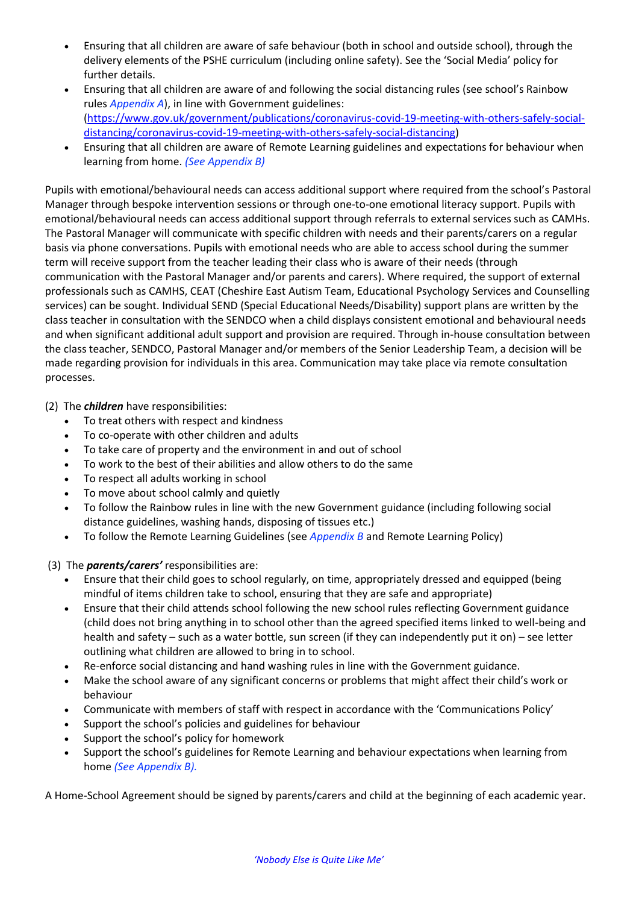- Ensuring that all children are aware of safe behaviour (both in school and outside school), through the delivery elements of the PSHE curriculum (including online safety). See the 'Social Media' policy for further details.
- Ensuring that all children are aware of and following the social distancing rules (see school's Rainbow rules *Appendix A*), in line with Government guidelines: (https://www.gov.uk/government/publications/coronavirus-covid-19-meeting-with-others-safely-social-distancing/coronavirus-covid-19-meeting-with-others-safely-social-distancing)
- Ensuring that all children are aware of Remote Learning guidelines and expectations for behaviour when learning from home. *(See Appendix B)*

Pupils with emotional/behavioural needs can access additional support where required from the school's Pastoral Manager through bespoke intervention sessions or through one-to-one emotional literacy support. Pupils with emotional/behavioural needs can access additional support through referrals to external services such as CAMHs. The Pastoral Manager will communicate with specific children with needs and their parents/carers on a regular basis via phone conversations. Pupils with emotional needs who are able to access school during the summer term will receive support from the teacher leading their class who is aware of their needs (through communication with the Pastoral Manager and/or parents and carers). Where required, the support of external professionals such as CAMHS, CEAT (Cheshire East Autism Team, Educational Psychology Services and Counselling services) can be sought. Individual SEND (Special Educational Needs/Disability) support plans are written by the class teacher in consultation with the SENDCO when a child displays consistent emotional and behavioural needs and when significant additional adult support and provision are required. Through in-house consultation between the class teacher, SENDCO, Pastoral Manager and/or members of the Senior Leadership Team, a decision will be made regarding provision for individuals in this area. Communication may take place via remote consultation processes.

(2) The ***children*** have responsibilities:

- To treat others with respect and kindness
- To co-operate with other children and adults
- To take care of property and the environment in and out of school
- To work to the best of their abilities and allow others to do the same
- To respect all adults working in school
- To move about school calmly and quietly
- To follow the Rainbow rules in line with the new Government guidance (including following social distance guidelines, washing hands, disposing of tissues etc.)
- To follow the Remote Learning Guidelines (see *Appendix B* and Remote Learning Policy)

(3) The ***parents/carers'*** responsibilities are:

- Ensure that their child goes to school regularly, on time, appropriately dressed and equipped (being mindful of items children take to school, ensuring that they are safe and appropriate)
- Ensure that their child attends school following the new school rules reflecting Government guidance (child does not bring anything in to school other than the agreed specified items linked to well-being and health and safety – such as a water bottle, sun screen (if they can independently put it on) – see letter outlining what children are allowed to bring in to school.
- Re-enforce social distancing and hand washing rules in line with the Government guidance.
- Make the school aware of any significant concerns or problems that might affect their child's work or behaviour
- Communicate with members of staff with respect in accordance with the 'Communications Policy'
- Support the school's policies and guidelines for behaviour
- Support the school's policy for homework
- Support the school's guidelines for Remote Learning and behaviour expectations when learning from home *(See Appendix B).*

A Home-School Agreement should be signed by parents/carers and child at the beginning of each academic year.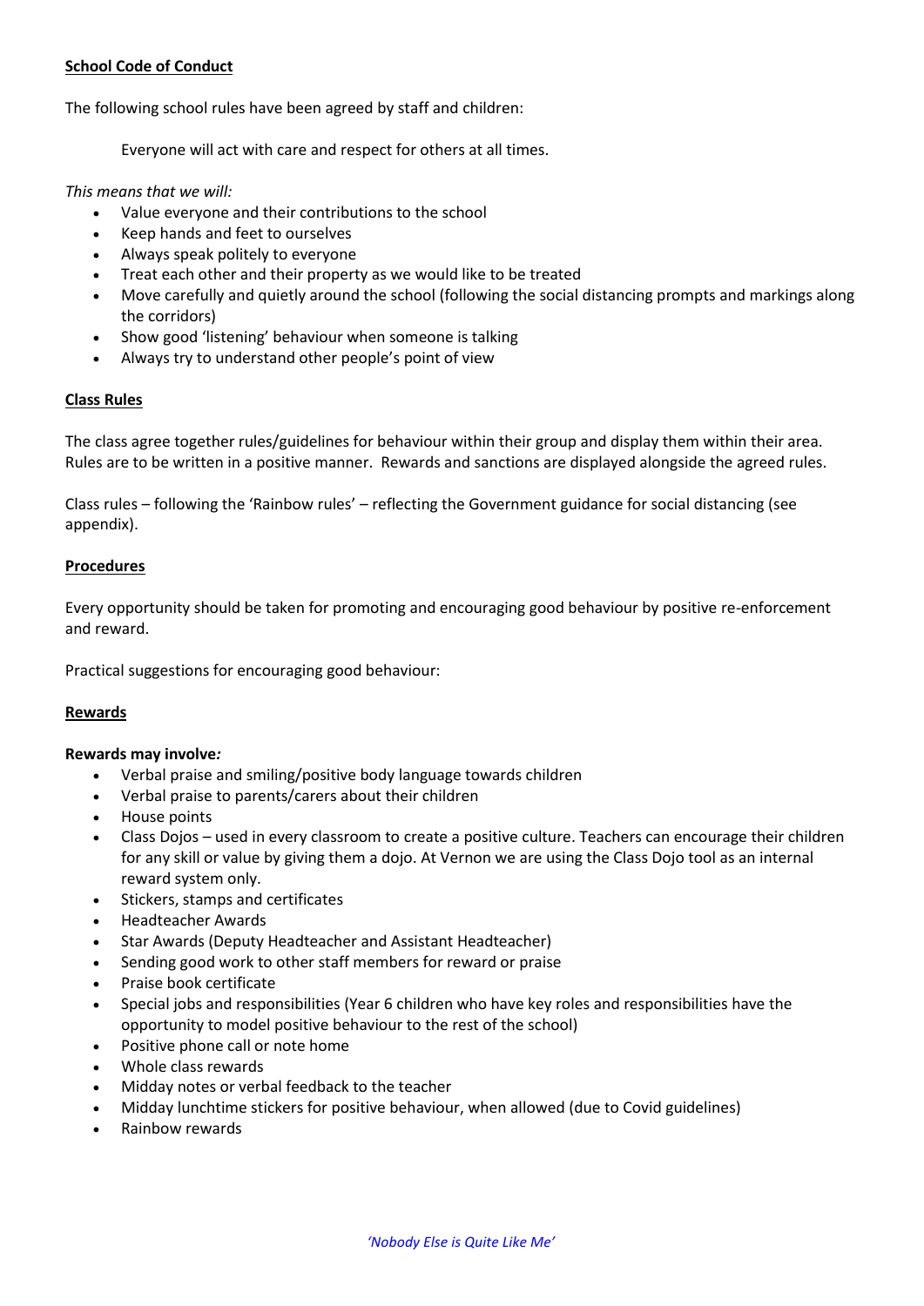**School Code of Conduct**

The following school rules have been agreed by staff and children:

Everyone will act with care and respect for others at all times.

*This means that we will:*

- Value everyone and their contributions to the school
- Keep hands and feet to ourselves
- Always speak politely to everyone
- Treat each other and their property as we would like to be treated
- Move carefully and quietly around the school (following the social distancing prompts and markings along the corridors)
- Show good 'listening' behaviour when someone is talking
- Always try to understand other people's point of view

**Class Rules**

The class agree together rules/guidelines for behaviour within their group and display them within their area. Rules are to be written in a positive manner. Rewards and sanctions are displayed alongside the agreed rules.

Class rules – following the 'Rainbow rules' – reflecting the Government guidance for social distancing (see appendix).

**Procedures**

Every opportunity should be taken for promoting and encouraging good behaviour by positive re-enforcement and reward.

Practical suggestions for encouraging good behaviour:

**Rewards**

**Rewards may involve*:***

- Verbal praise and smiling/positive body language towards children
- Verbal praise to parents/carers about their children
- House points
- Class Dojos – used in every classroom to create a positive culture. Teachers can encourage their children for any skill or value by giving them a dojo. At Vernon we are using the Class Dojo tool as an internal reward system only.
- Stickers, stamps and certificates
- Headteacher Awards
- Star Awards (Deputy Headteacher and Assistant Headteacher)
- Sending good work to other staff members for reward or praise
- Praise book certificate
- Special jobs and responsibilities (Year 6 children who have key roles and responsibilities have the opportunity to model positive behaviour to the rest of the school)
- Positive phone call or note home
- Whole class rewards
- Midday notes or verbal feedback to the teacher
- Midday lunchtime stickers for positive behaviour, when allowed (due to Covid guidelines)
- Rainbow rewards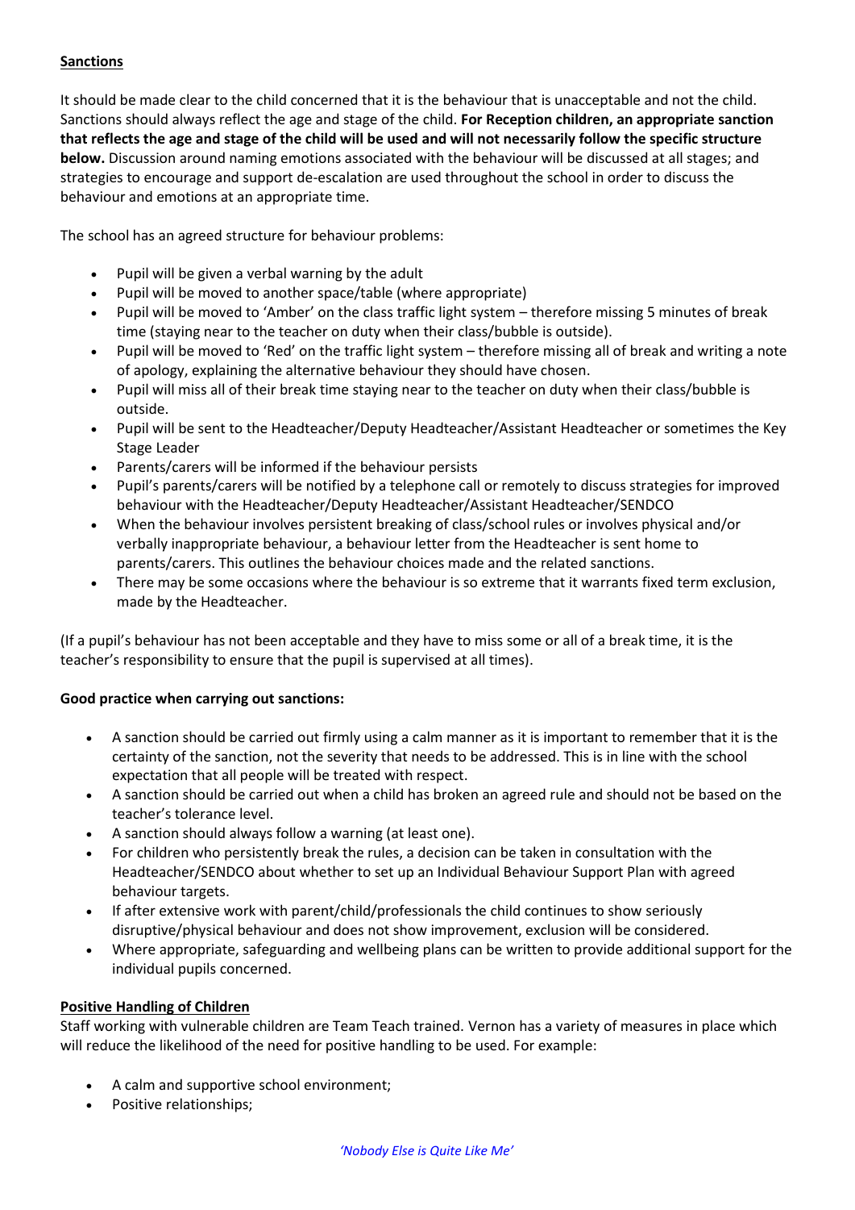## Sanctions

It should be made clear to the child concerned that it is the behaviour that is unacceptable and not the child. Sanctions should always reflect the age and stage of the child. **For Reception children, an appropriate sanction that reflects the age and stage of the child will be used and will not necessarily follow the specific structure below.** Discussion around naming emotions associated with the behaviour will be discussed at all stages; and strategies to encourage and support de-escalation are used throughout the school in order to discuss the behaviour and emotions at an appropriate time.

The school has an agreed structure for behaviour problems:

- Pupil will be given a verbal warning by the adult
- Pupil will be moved to another space/table (where appropriate)
- Pupil will be moved to 'Amber' on the class traffic light system – therefore missing 5 minutes of break time (staying near to the teacher on duty when their class/bubble is outside).
- Pupil will be moved to 'Red' on the traffic light system – therefore missing all of break and writing a note of apology, explaining the alternative behaviour they should have chosen.
- Pupil will miss all of their break time staying near to the teacher on duty when their class/bubble is outside.
- Pupil will be sent to the Headteacher/Deputy Headteacher/Assistant Headteacher or sometimes the Key Stage Leader
- Parents/carers will be informed if the behaviour persists
- Pupil's parents/carers will be notified by a telephone call or remotely to discuss strategies for improved behaviour with the Headteacher/Deputy Headteacher/Assistant Headteacher/SENDCO
- When the behaviour involves persistent breaking of class/school rules or involves physical and/or verbally inappropriate behaviour, a behaviour letter from the Headteacher is sent home to parents/carers. This outlines the behaviour choices made and the related sanctions.
- There may be some occasions where the behaviour is so extreme that it warrants fixed term exclusion, made by the Headteacher.

(If a pupil's behaviour has not been acceptable and they have to miss some or all of a break time, it is the teacher's responsibility to ensure that the pupil is supervised at all times).

**Good practice when carrying out sanctions:**

- A sanction should be carried out firmly using a calm manner as it is important to remember that it is the certainty of the sanction, not the severity that needs to be addressed. This is in line with the school expectation that all people will be treated with respect.
- A sanction should be carried out when a child has broken an agreed rule and should not be based on the teacher's tolerance level.
- A sanction should always follow a warning (at least one).
- For children who persistently break the rules, a decision can be taken in consultation with the Headteacher/SENDCO about whether to set up an Individual Behaviour Support Plan with agreed behaviour targets.
- If after extensive work with parent/child/professionals the child continues to show seriously disruptive/physical behaviour and does not show improvement, exclusion will be considered.
- Where appropriate, safeguarding and wellbeing plans can be written to provide additional support for the individual pupils concerned.

## Positive Handling of Children

Staff working with vulnerable children are Team Teach trained. Vernon has a variety of measures in place which will reduce the likelihood of the need for positive handling to be used. For example:

- A calm and supportive school environment;
- Positive relationships;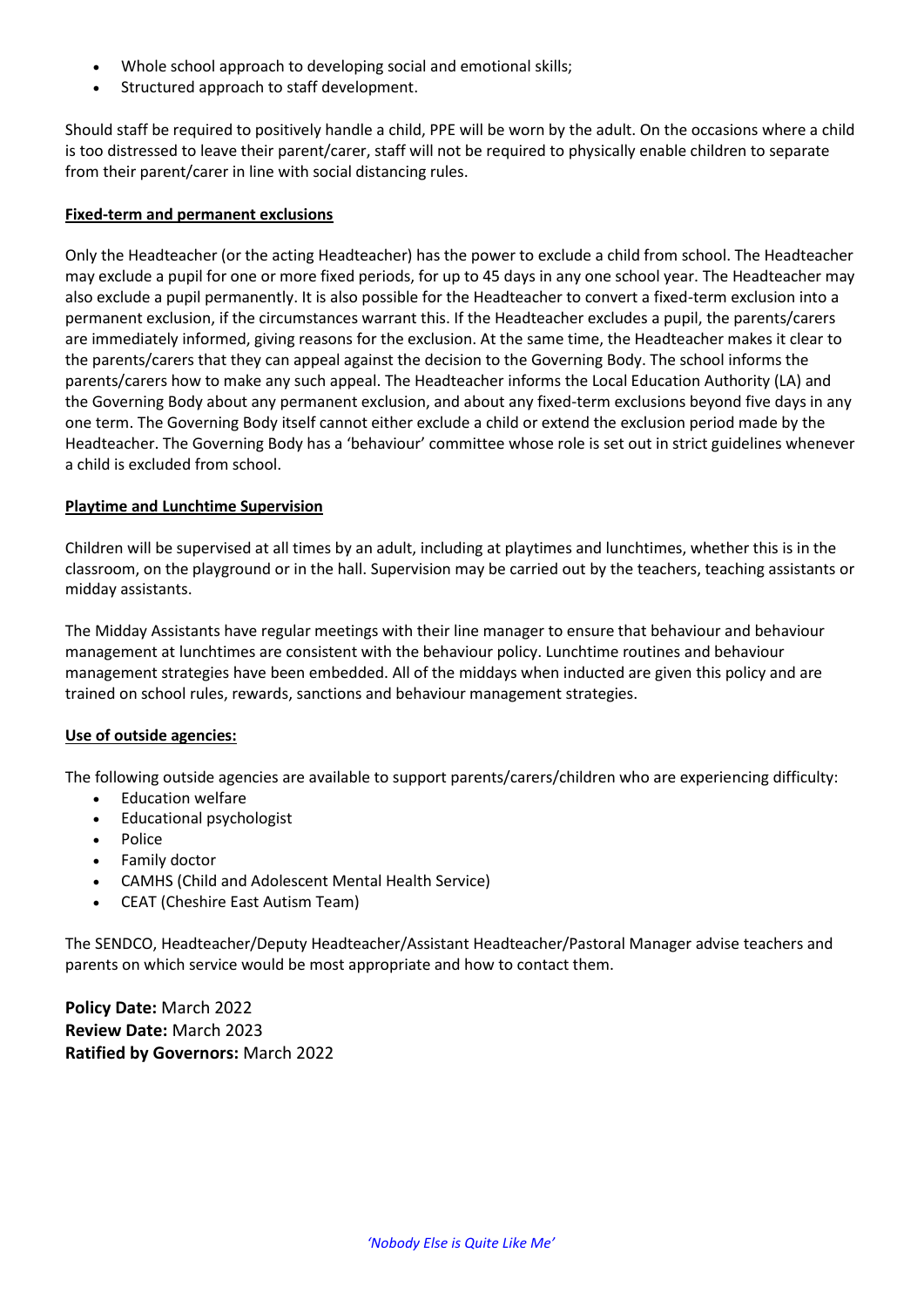- Whole school approach to developing social and emotional skills;
- Structured approach to staff development.

Should staff be required to positively handle a child, PPE will be worn by the adult. On the occasions where a child is too distressed to leave their parent/carer, staff will not be required to physically enable children to separate from their parent/carer in line with social distancing rules.

**Fixed-term and permanent exclusions**

Only the Headteacher (or the acting Headteacher) has the power to exclude a child from school. The Headteacher may exclude a pupil for one or more fixed periods, for up to 45 days in any one school year. The Headteacher may also exclude a pupil permanently. It is also possible for the Headteacher to convert a fixed-term exclusion into a permanent exclusion, if the circumstances warrant this. If the Headteacher excludes a pupil, the parents/carers are immediately informed, giving reasons for the exclusion. At the same time, the Headteacher makes it clear to the parents/carers that they can appeal against the decision to the Governing Body. The school informs the parents/carers how to make any such appeal. The Headteacher informs the Local Education Authority (LA) and the Governing Body about any permanent exclusion, and about any fixed-term exclusions beyond five days in any one term. The Governing Body itself cannot either exclude a child or extend the exclusion period made by the Headteacher. The Governing Body has a 'behaviour' committee whose role is set out in strict guidelines whenever a child is excluded from school.

**Playtime and Lunchtime Supervision**

Children will be supervised at all times by an adult, including at playtimes and lunchtimes, whether this is in the classroom, on the playground or in the hall. Supervision may be carried out by the teachers, teaching assistants or midday assistants.

The Midday Assistants have regular meetings with their line manager to ensure that behaviour and behaviour management at lunchtimes are consistent with the behaviour policy. Lunchtime routines and behaviour management strategies have been embedded. All of the middays when inducted are given this policy and are trained on school rules, rewards, sanctions and behaviour management strategies.

**Use of outside agencies:**

The following outside agencies are available to support parents/carers/children who are experiencing difficulty:

- Education welfare
- Educational psychologist
- Police
- Family doctor
- CAMHS (Child and Adolescent Mental Health Service)
- CEAT (Cheshire East Autism Team)

The SENDCO, Headteacher/Deputy Headteacher/Assistant Headteacher/Pastoral Manager advise teachers and parents on which service would be most appropriate and how to contact them.

**Policy Date:** March 2022
**Review Date:** March 2023
**Ratified by Governors:** March 2022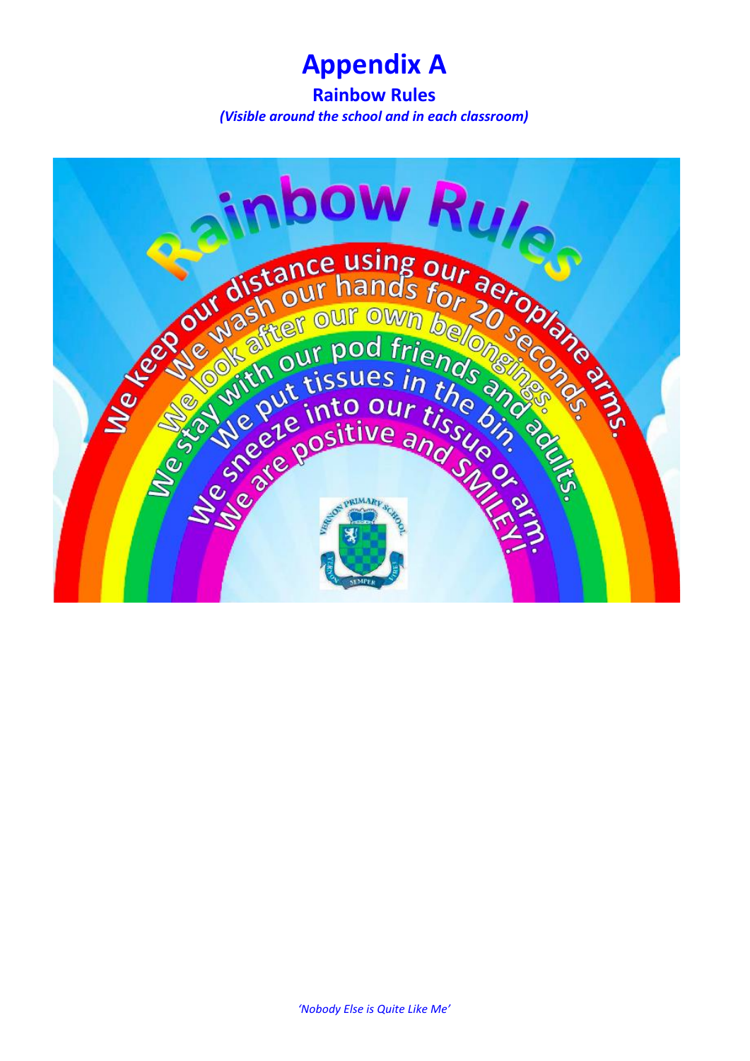# Appendix A

## Rainbow Rules

*(Visible around the school and in each classroom)*

Rainbow Rules

We keep our distance using our aeroplane arms.
We wash our hands for 20 seconds.
We look after our own belongings.
We stay with our pod friends and adults.
We put tissues in the bin.
We sneeze into our tissue or arm.
We are positive and SMILEY!

VERNON PRIMARY SCHOOL

VERNON SEMPER VIRET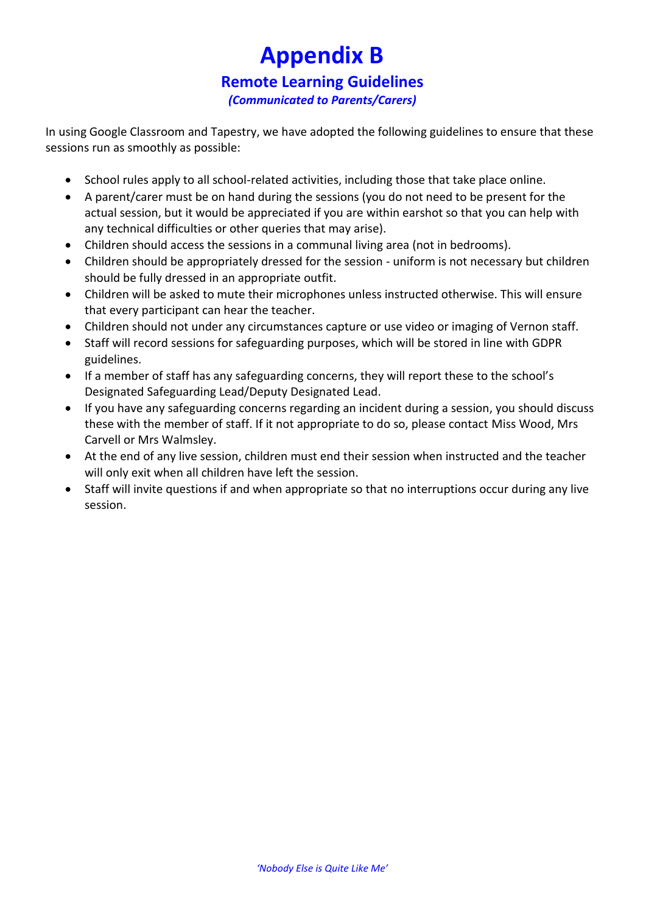# Appendix B

## Remote Learning Guidelines

***(Communicated to Parents/Carers)***

In using Google Classroom and Tapestry, we have adopted the following guidelines to ensure that these sessions run as smoothly as possible:

- School rules apply to all school-related activities, including those that take place online.
- A parent/carer must be on hand during the sessions (you do not need to be present for the actual session, but it would be appreciated if you are within earshot so that you can help with any technical difficulties or other queries that may arise).
- Children should access the sessions in a communal living area (not in bedrooms).
- Children should be appropriately dressed for the session - uniform is not necessary but children should be fully dressed in an appropriate outfit.
- Children will be asked to mute their microphones unless instructed otherwise. This will ensure that every participant can hear the teacher.
- Children should not under any circumstances capture or use video or imaging of Vernon staff.
- Staff will record sessions for safeguarding purposes, which will be stored in line with GDPR guidelines.
- If a member of staff has any safeguarding concerns, they will report these to the school's Designated Safeguarding Lead/Deputy Designated Lead.
- If you have any safeguarding concerns regarding an incident during a session, you should discuss these with the member of staff. If it not appropriate to do so, please contact Miss Wood, Mrs Carvell or Mrs Walmsley.
- At the end of any live session, children must end their session when instructed and the teacher will only exit when all children have left the session.
- Staff will invite questions if and when appropriate so that no interruptions occur during any live session.